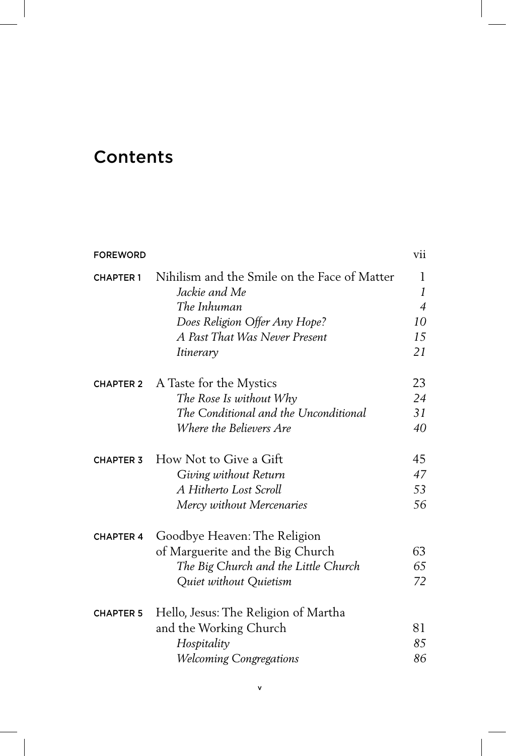# Contents

| | | |
|---|---|---|
| FOREWORD | | vii |
| CHAPTER 1 | Nihilism and the Smile on the Face of Matter | 1 |
| | *Jackie and Me* | *1* |
| | *The Inhuman* | *4* |
| | *Does Religion Offer Any Hope?* | *10* |
| | *A Past That Was Never Present* | *15* |
| | *Itinerary* | *21* |
| CHAPTER 2 | A Taste for the Mystics | 23 |
| | *The Rose Is without Why* | *24* |
| | *The Conditional and the Unconditional* | *31* |
| | *Where the Believers Are* | *40* |
| CHAPTER 3 | How Not to Give a Gift | 45 |
| | *Giving without Return* | *47* |
| | *A Hitherto Lost Scroll* | *53* |
| | *Mercy without Mercenaries* | *56* |
| CHAPTER 4 | Goodbye Heaven: The Religion of Marguerite and the Big Church | 63 |
| | *The Big Church and the Little Church* | *65* |
| | *Quiet without Quietism* | *72* |
| CHAPTER 5 | Hello, Jesus: The Religion of Martha and the Working Church | 81 |
| | *Hospitality* | *85* |
| | *Welcoming Congregations* | *86* |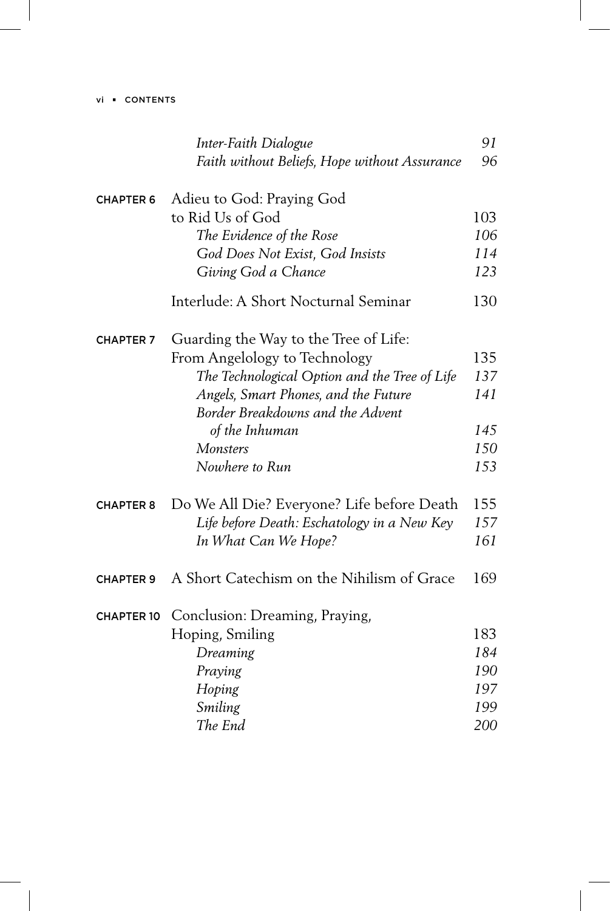| | | |
|---|---|---|
| | *Inter-Faith Dialogue* | *91* |
| | *Faith without Beliefs, Hope without Assurance* | *96* |
| CHAPTER 6 | Adieu to God: Praying God to Rid Us of God | 103 |
| | *The Evidence of the Rose* | *106* |
| | *God Does Not Exist, God Insists* | *114* |
| | *Giving God a Chance* | *123* |
| | Interlude: A Short Nocturnal Seminar | 130 |
| CHAPTER 7 | Guarding the Way to the Tree of Life: From Angelology to Technology | 135 |
| | *The Technological Option and the Tree of Life* | *137* |
| | *Angels, Smart Phones, and the Future* | *141* |
| | *Border Breakdowns and the Advent of the Inhuman* | *145* |
| | *Monsters* | *150* |
| | *Nowhere to Run* | *153* |
| CHAPTER 8 | Do We All Die? Everyone? Life before Death | 155 |
| | *Life before Death: Eschatology in a New Key* | *157* |
| | *In What Can We Hope?* | *161* |
| CHAPTER 9 | A Short Catechism on the Nihilism of Grace | 169 |
| CHAPTER 10 | Conclusion: Dreaming, Praying, Hoping, Smiling | 183 |
| | *Dreaming* | *184* |
| | *Praying* | *190* |
| | *Hoping* | *197* |
| | *Smiling* | *199* |
| | *The End* | *200* |